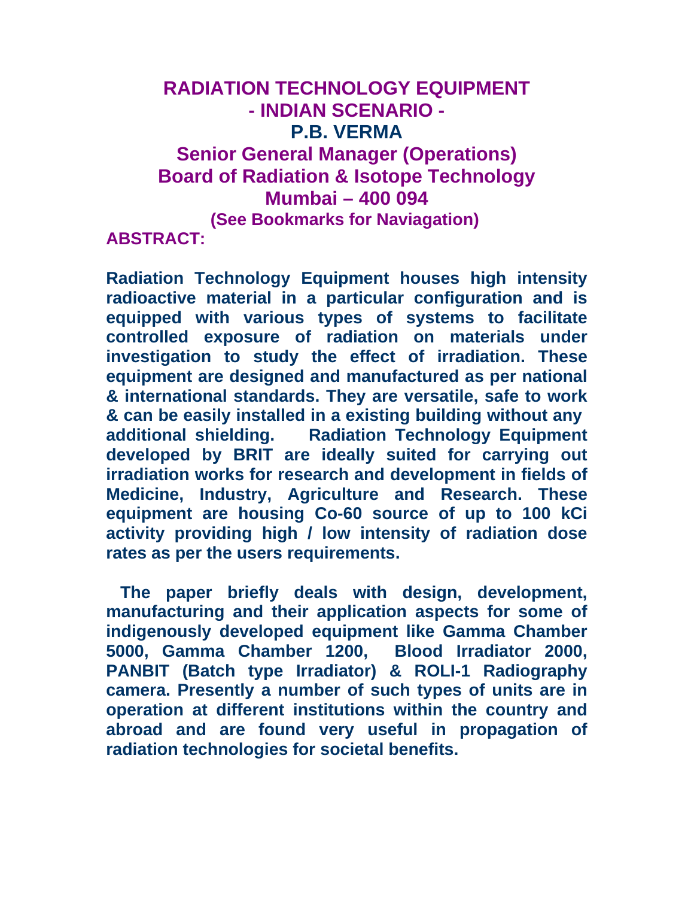# RADIATION TECHNOLOGY EQUIPMENT
# - INDIAN SCENARIO -

**P.B. VERMA**

**Senior General Manager (Operations)**
**Board of Radiation & Isotope Technology**
**Mumbai – 400 094**

**(See Bookmarks for Naviagation)**

## ABSTRACT:

**Radiation Technology Equipment houses high intensity radioactive material in a particular configuration and is equipped with various types of systems to facilitate controlled exposure of radiation on materials under investigation to study the effect of irradiation. These equipment are designed and manufactured as per national & international standards. They are versatile, safe to work & can be easily installed in a existing building without any additional shielding. Radiation Technology Equipment developed by BRIT are ideally suited for carrying out irradiation works for research and development in fields of Medicine, Industry, Agriculture and Research. These equipment are housing Co-60 source of up to 100 kCi activity providing high / low intensity of radiation dose rates as per the users requirements.**

**The paper briefly deals with design, development, manufacturing and their application aspects for some of indigenously developed equipment like Gamma Chamber 5000, Gamma Chamber 1200, Blood Irradiator 2000, PANBIT (Batch type Irradiator) & ROLI-1 Radiography camera. Presently a number of such types of units are in operation at different institutions within the country and abroad and are found very useful in propagation of radiation technologies for societal benefits.**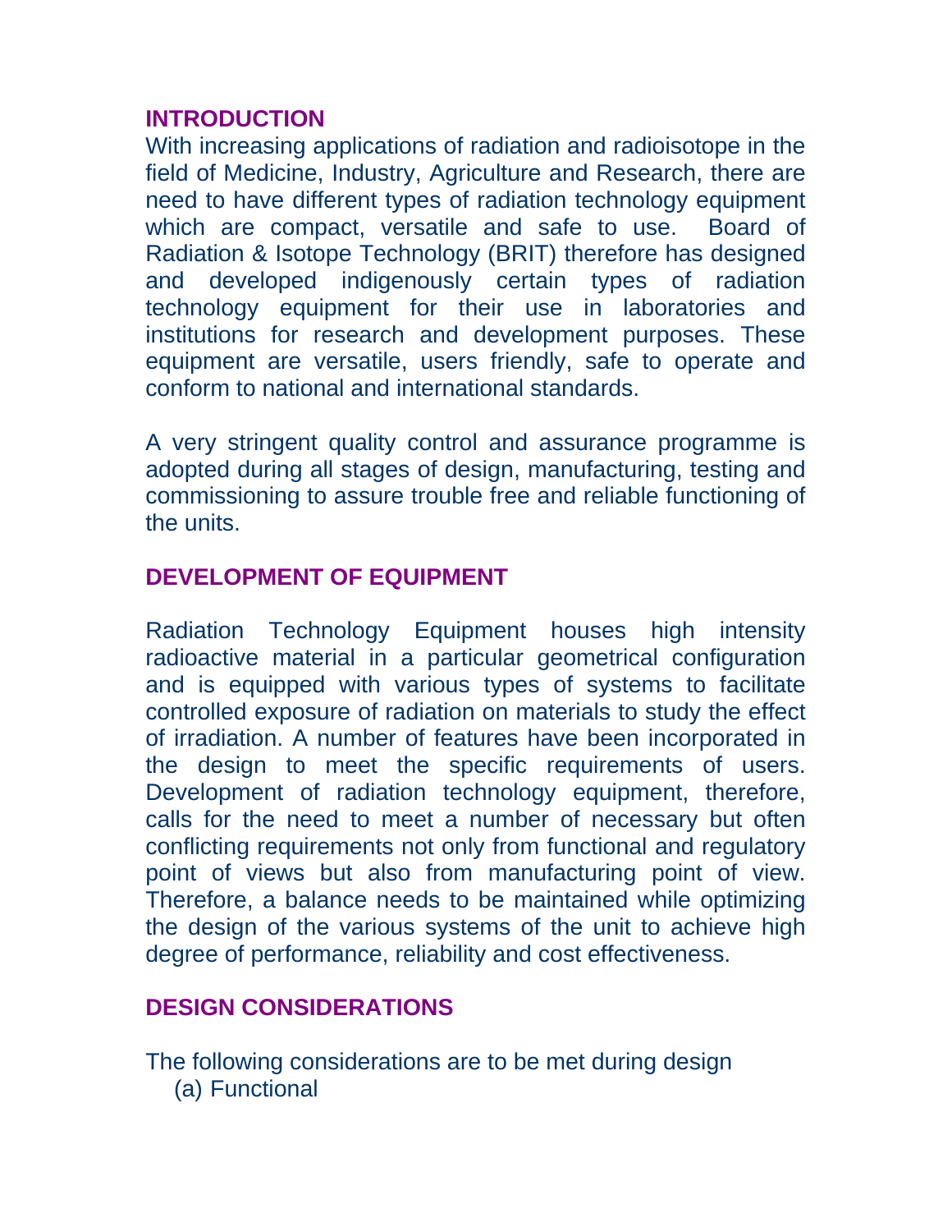## INTRODUCTION

With increasing applications of radiation and radioisotope in the field of Medicine, Industry, Agriculture and Research, there are need to have different types of radiation technology equipment which are compact, versatile and safe to use. Board of Radiation & Isotope Technology (BRIT) therefore has designed and developed indigenously certain types of radiation technology equipment for their use in laboratories and institutions for research and development purposes. These equipment are versatile, users friendly, safe to operate and conform to national and international standards.

A very stringent quality control and assurance programme is adopted during all stages of design, manufacturing, testing and commissioning to assure trouble free and reliable functioning of the units.

## DEVELOPMENT OF EQUIPMENT

Radiation Technology Equipment houses high intensity radioactive material in a particular geometrical configuration and is equipped with various types of systems to facilitate controlled exposure of radiation on materials to study the effect of irradiation. A number of features have been incorporated in the design to meet the specific requirements of users. Development of radiation technology equipment, therefore, calls for the need to meet a number of necessary but often conflicting requirements not only from functional and regulatory point of views but also from manufacturing point of view. Therefore, a balance needs to be maintained while optimizing the design of the various systems of the unit to achieve high degree of performance, reliability and cost effectiveness.

## DESIGN CONSIDERATIONS

The following considerations are to be met during design

(a) Functional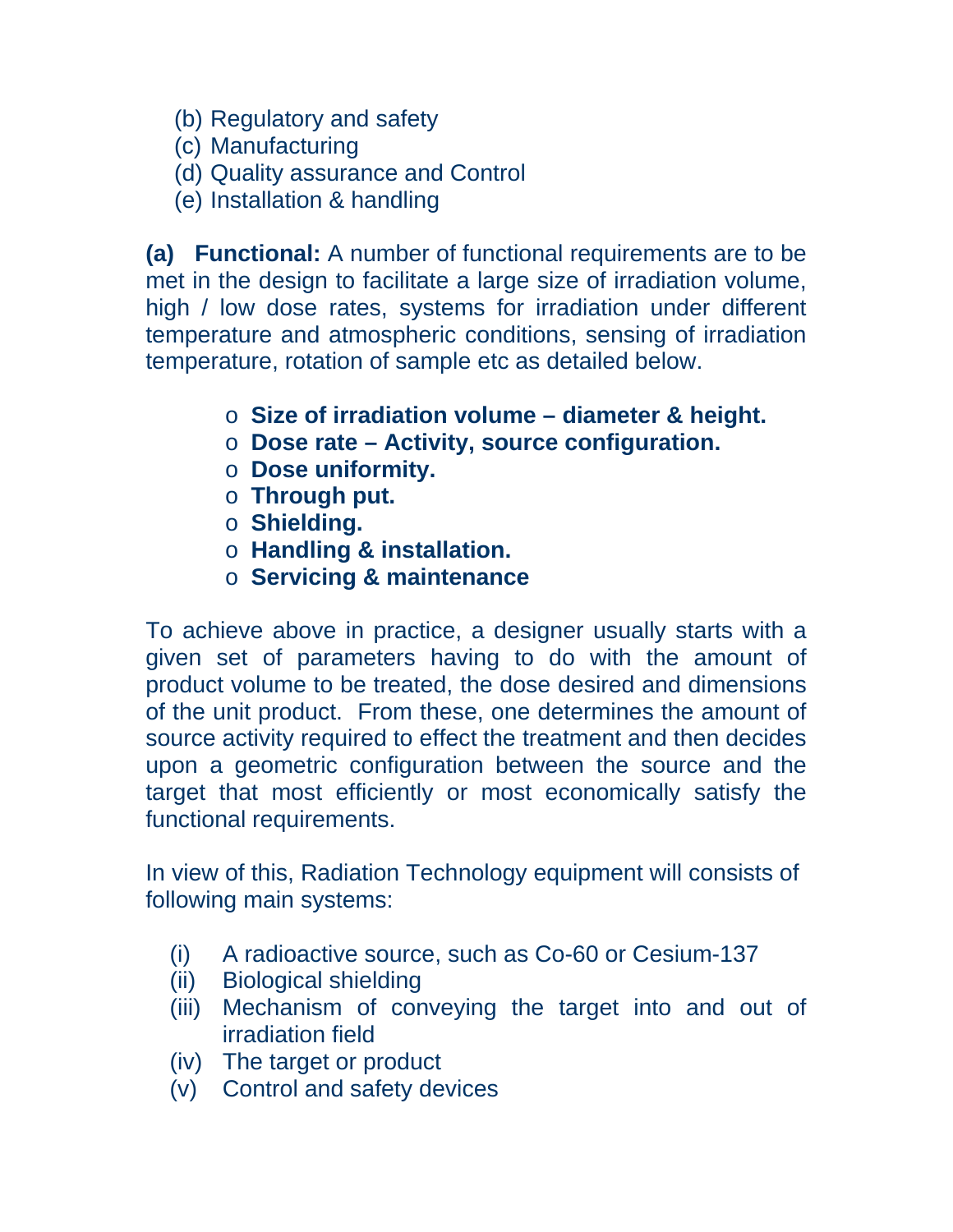(b) Regulatory and safety
(c) Manufacturing
(d) Quality assurance and Control
(e) Installation & handling

**(a) Functional:** A number of functional requirements are to be met in the design to facilitate a large size of irradiation volume, high / low dose rates, systems for irradiation under different temperature and atmospheric conditions, sensing of irradiation temperature, rotation of sample etc as detailed below.

- **Size of irradiation volume – diameter & height.**
- **Dose rate – Activity, source configuration.**
- **Dose uniformity.**
- **Through put.**
- **Shielding.**
- **Handling & installation.**
- **Servicing & maintenance**

To achieve above in practice, a designer usually starts with a given set of parameters having to do with the amount of product volume to be treated, the dose desired and dimensions of the unit product. From these, one determines the amount of source activity required to effect the treatment and then decides upon a geometric configuration between the source and the target that most efficiently or most economically satisfy the functional requirements.

In view of this, Radiation Technology equipment will consists of following main systems:

(i) A radioactive source, such as Co-60 or Cesium-137
(ii) Biological shielding
(iii) Mechanism of conveying the target into and out of irradiation field
(iv) The target or product
(v) Control and safety devices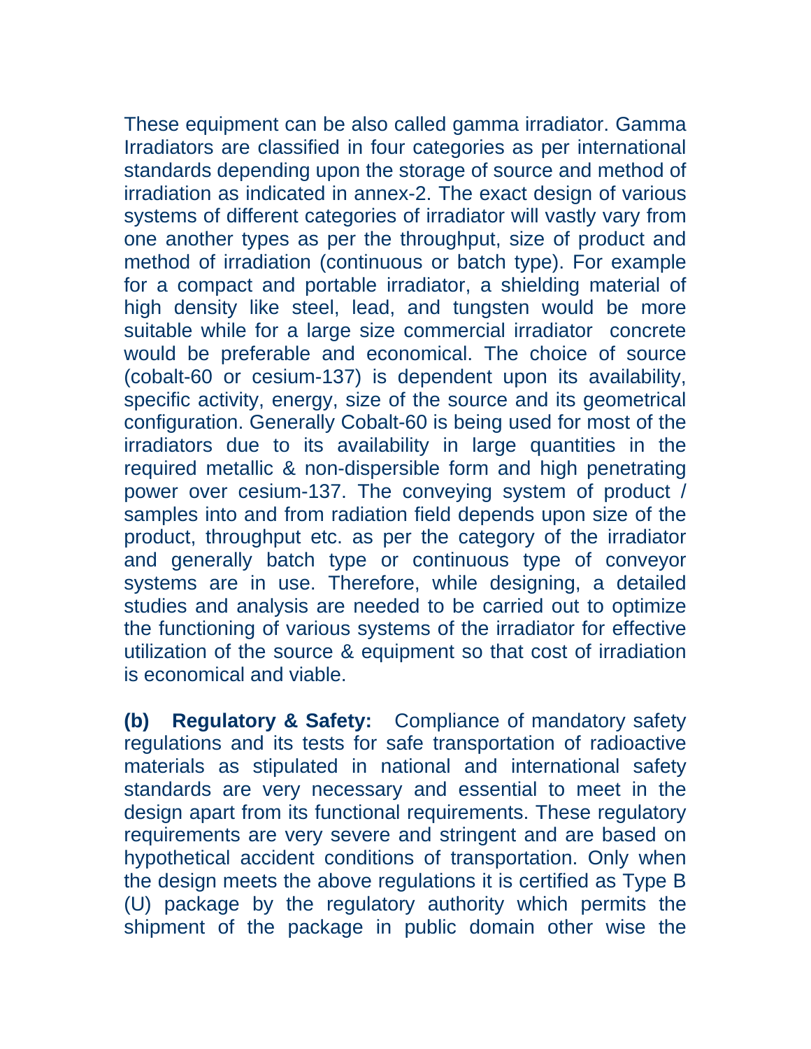These equipment can be also called gamma irradiator. Gamma Irradiators are classified in four categories as per international standards depending upon the storage of source and method of irradiation as indicated in annex-2. The exact design of various systems of different categories of irradiator will vastly vary from one another types as per the throughput, size of product and method of irradiation (continuous or batch type). For example for a compact and portable irradiator, a shielding material of high density like steel, lead, and tungsten would be more suitable while for a large size commercial irradiator concrete would be preferable and economical. The choice of source (cobalt-60 or cesium-137) is dependent upon its availability, specific activity, energy, size of the source and its geometrical configuration. Generally Cobalt-60 is being used for most of the irradiators due to its availability in large quantities in the required metallic & non-dispersible form and high penetrating power over cesium-137. The conveying system of product / samples into and from radiation field depends upon size of the product, throughput etc. as per the category of the irradiator and generally batch type or continuous type of conveyor systems are in use. Therefore, while designing, a detailed studies and analysis are needed to be carried out to optimize the functioning of various systems of the irradiator for effective utilization of the source & equipment so that cost of irradiation is economical and viable.

**(b) Regulatory & Safety:** Compliance of mandatory safety regulations and its tests for safe transportation of radioactive materials as stipulated in national and international safety standards are very necessary and essential to meet in the design apart from its functional requirements. These regulatory requirements are very severe and stringent and are based on hypothetical accident conditions of transportation. Only when the design meets the above regulations it is certified as Type B (U) package by the regulatory authority which permits the shipment of the package in public domain other wise the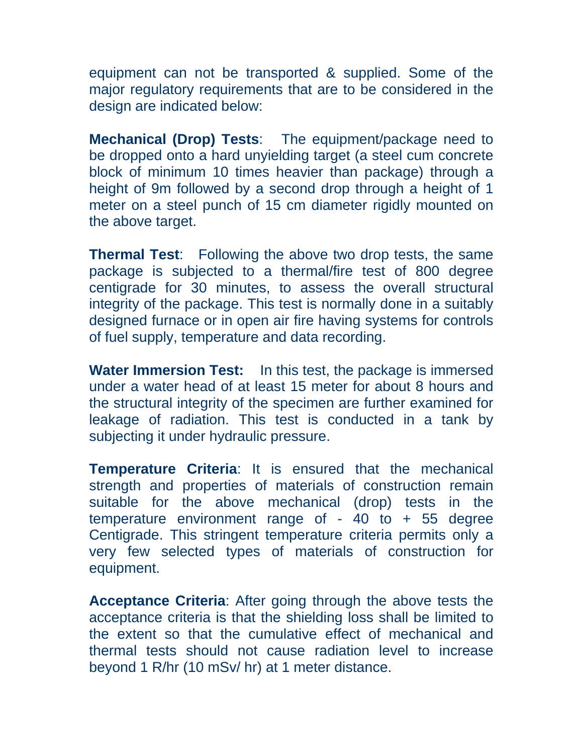equipment can not be transported & supplied. Some of the major regulatory requirements that are to be considered in the design are indicated below:

**Mechanical (Drop) Tests**: The equipment/package need to be dropped onto a hard unyielding target (a steel cum concrete block of minimum 10 times heavier than package) through a height of 9m followed by a second drop through a height of 1 meter on a steel punch of 15 cm diameter rigidly mounted on the above target.

**Thermal Test**: Following the above two drop tests, the same package is subjected to a thermal/fire test of 800 degree centigrade for 30 minutes, to assess the overall structural integrity of the package. This test is normally done in a suitably designed furnace or in open air fire having systems for controls of fuel supply, temperature and data recording.

**Water Immersion Test:** In this test, the package is immersed under a water head of at least 15 meter for about 8 hours and the structural integrity of the specimen are further examined for leakage of radiation. This test is conducted in a tank by subjecting it under hydraulic pressure.

**Temperature Criteria**: It is ensured that the mechanical strength and properties of materials of construction remain suitable for the above mechanical (drop) tests in the temperature environment range of - 40 to + 55 degree Centigrade. This stringent temperature criteria permits only a very few selected types of materials of construction for equipment.

**Acceptance Criteria**: After going through the above tests the acceptance criteria is that the shielding loss shall be limited to the extent so that the cumulative effect of mechanical and thermal tests should not cause radiation level to increase beyond 1 R/hr (10 mSv/ hr) at 1 meter distance.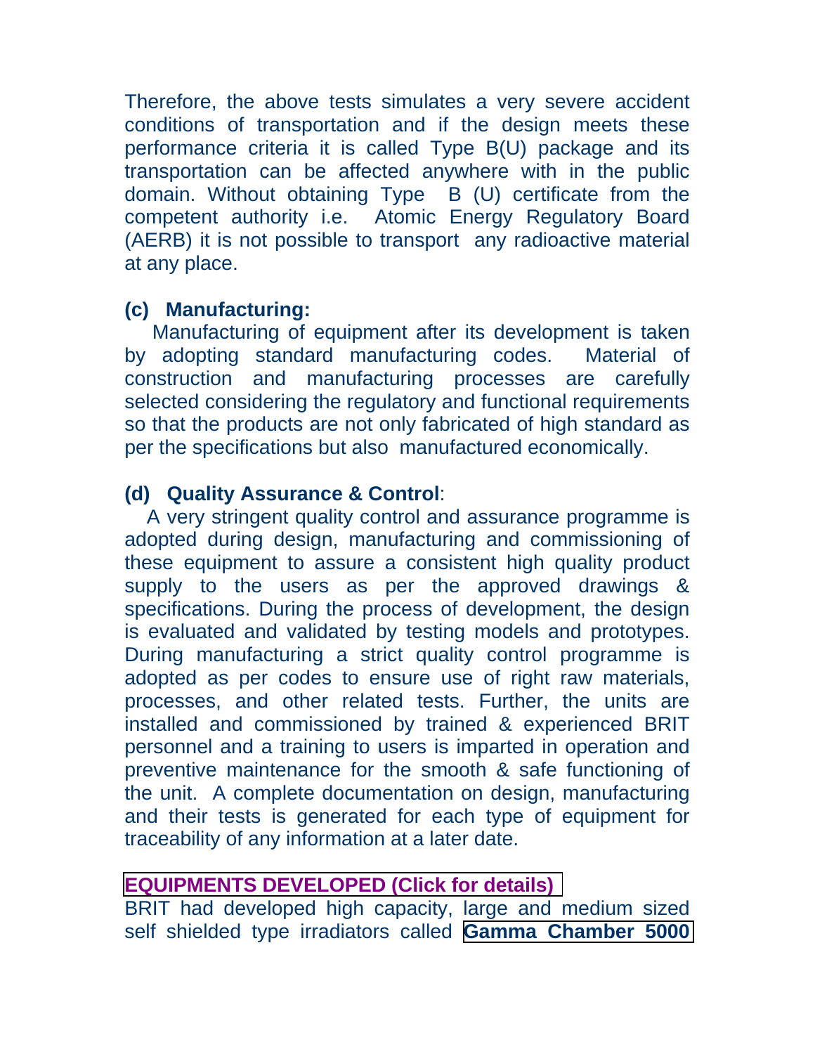Therefore, the above tests simulates a very severe accident conditions of transportation and if the design meets these performance criteria it is called Type B(U) package and its transportation can be affected anywhere with in the public domain. Without obtaining Type B (U) certificate from the competent authority i.e. Atomic Energy Regulatory Board (AERB) it is not possible to transport any radioactive material at any place.

**(c) Manufacturing:**

Manufacturing of equipment after its development is taken by adopting standard manufacturing codes. Material of construction and manufacturing processes are carefully selected considering the regulatory and functional requirements so that the products are not only fabricated of high standard as per the specifications but also manufactured economically.

**(d) Quality Assurance & Control**:

A very stringent quality control and assurance programme is adopted during design, manufacturing and commissioning of these equipment to assure a consistent high quality product supply to the users as per the approved drawings & specifications. During the process of development, the design is evaluated and validated by testing models and prototypes. During manufacturing a strict quality control programme is adopted as per codes to ensure use of right raw materials, processes, and other related tests. Further, the units are installed and commissioned by trained & experienced BRIT personnel and a training to users is imparted in operation and preventive maintenance for the smooth & safe functioning of the unit. A complete documentation on design, manufacturing and their tests is generated for each type of equipment for traceability of any information at a later date.

**EQUIPMENTS DEVELOPED (Click for details)**

BRIT had developed high capacity, large and medium sized self shielded type irradiators called **Gamma Chamber 5000**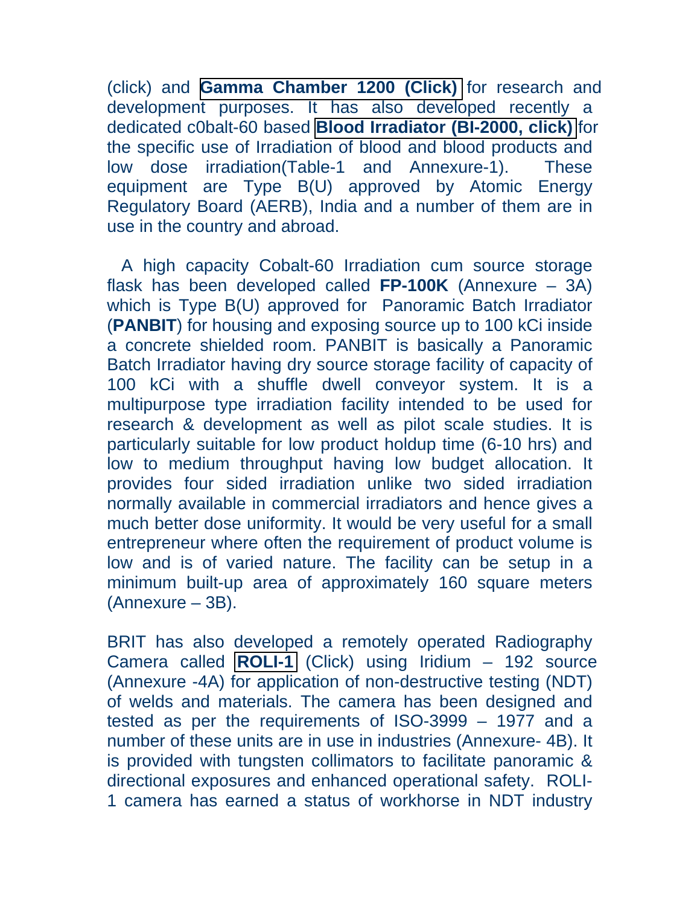(click) and **Gamma Chamber 1200 (Click)** for research and development purposes. It has also developed recently a dedicated c0balt-60 based **Blood Irradiator (BI-2000, click)** for the specific use of Irradiation of blood and blood products and low dose irradiation(Table-1 and Annexure-1). These equipment are Type B(U) approved by Atomic Energy Regulatory Board (AERB), India and a number of them are in use in the country and abroad.

A high capacity Cobalt-60 Irradiation cum source storage flask has been developed called **FP-100K** (Annexure – 3A) which is Type B(U) approved for Panoramic Batch Irradiator (**PANBIT**) for housing and exposing source up to 100 kCi inside a concrete shielded room. PANBIT is basically a Panoramic Batch Irradiator having dry source storage facility of capacity of 100 kCi with a shuffle dwell conveyor system. It is a multipurpose type irradiation facility intended to be used for research & development as well as pilot scale studies. It is particularly suitable for low product holdup time (6-10 hrs) and low to medium throughput having low budget allocation. It provides four sided irradiation unlike two sided irradiation normally available in commercial irradiators and hence gives a much better dose uniformity. It would be very useful for a small entrepreneur where often the requirement of product volume is low and is of varied nature. The facility can be setup in a minimum built-up area of approximately 160 square meters (Annexure – 3B).

BRIT has also developed a remotely operated Radiography Camera called **ROLI-1** (Click) using Iridium – 192 source (Annexure -4A) for application of non-destructive testing (NDT) of welds and materials. The camera has been designed and tested as per the requirements of ISO-3999 – 1977 and a number of these units are in use in industries (Annexure- 4B). It is provided with tungsten collimators to facilitate panoramic & directional exposures and enhanced operational safety. ROLI-1 camera has earned a status of workhorse in NDT industry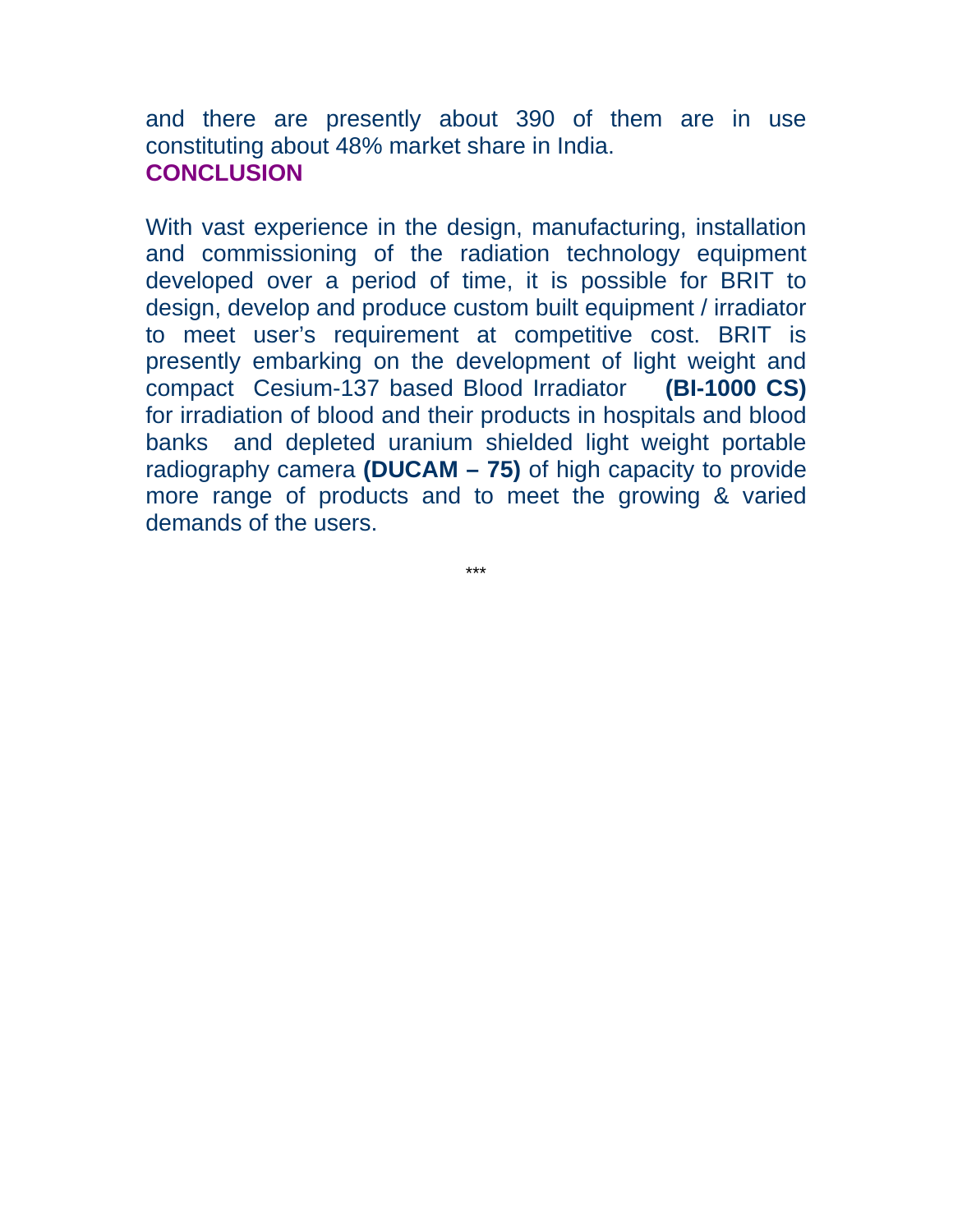and there are presently about 390 of them are in use constituting about 48% market share in India.

## CONCLUSION

With vast experience in the design, manufacturing, installation and commissioning of the radiation technology equipment developed over a period of time, it is possible for BRIT to design, develop and produce custom built equipment / irradiator to meet user's requirement at competitive cost. BRIT is presently embarking on the development of light weight and compact Cesium-137 based Blood Irradiator **(BI-1000 CS)** for irradiation of blood and their products in hospitals and blood banks and depleted uranium shielded light weight portable radiography camera **(DUCAM – 75)** of high capacity to provide more range of products and to meet the growing & varied demands of the users.

***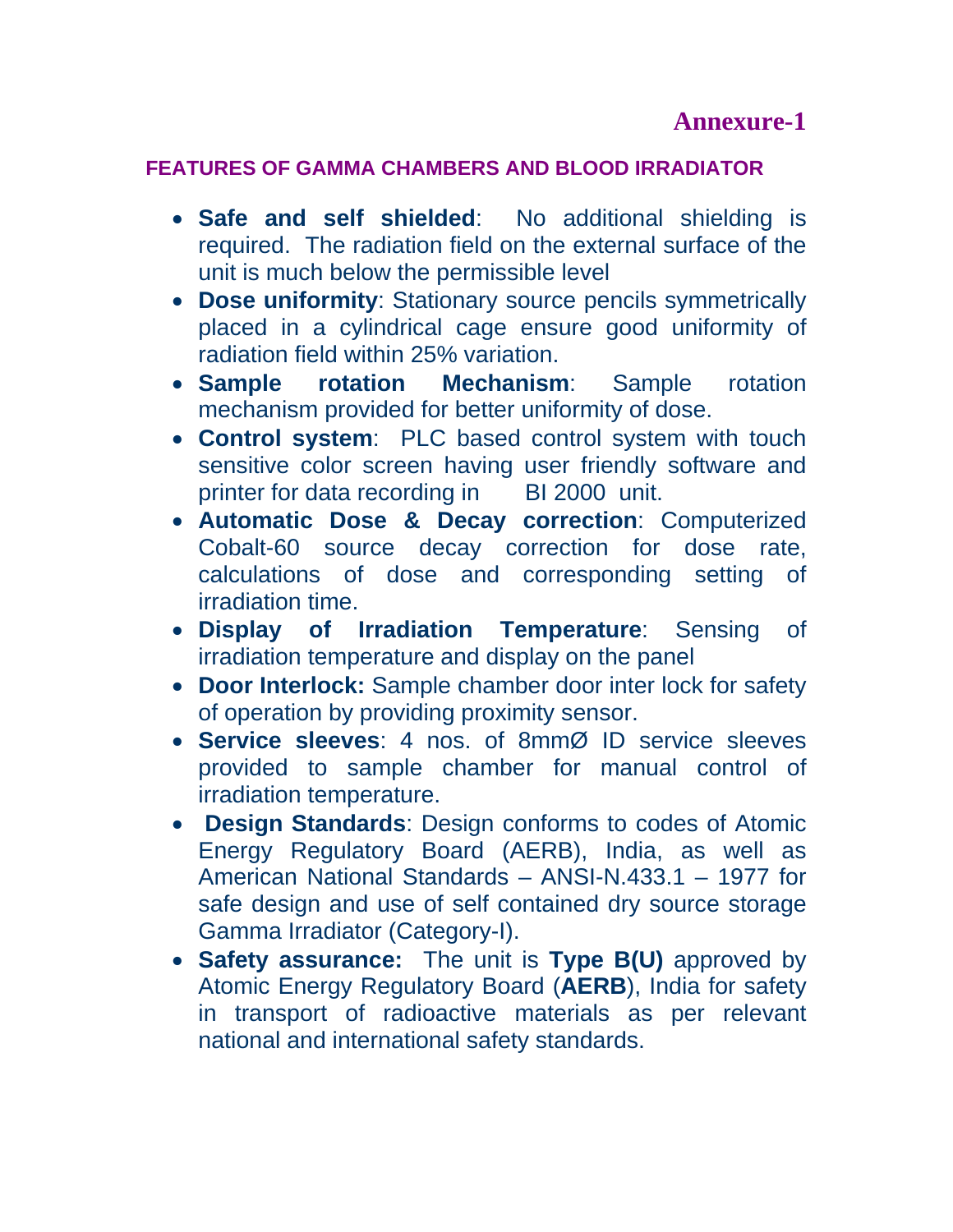**Annexure-1**

## FEATURES OF GAMMA CHAMBERS AND BLOOD IRRADIATOR

- **Safe and self shielded**: No additional shielding is required. The radiation field on the external surface of the unit is much below the permissible level
- **Dose uniformity**: Stationary source pencils symmetrically placed in a cylindrical cage ensure good uniformity of radiation field within 25% variation.
- **Sample rotation Mechanism**: Sample rotation mechanism provided for better uniformity of dose.
- **Control system**: PLC based control system with touch sensitive color screen having user friendly software and printer for data recording in BI 2000 unit.
- **Automatic Dose & Decay correction**: Computerized Cobalt-60 source decay correction for dose rate, calculations of dose and corresponding setting of irradiation time.
- **Display of Irradiation Temperature**: Sensing of irradiation temperature and display on the panel
- **Door Interlock:** Sample chamber door inter lock for safety of operation by providing proximity sensor.
- **Service sleeves**: 4 nos. of 8mmØ ID service sleeves provided to sample chamber for manual control of irradiation temperature.
- **Design Standards**: Design conforms to codes of Atomic Energy Regulatory Board (AERB), India, as well as American National Standards – ANSI-N.433.1 – 1977 for safe design and use of self contained dry source storage Gamma Irradiator (Category-I).
- **Safety assurance:** The unit is **Type B(U)** approved by Atomic Energy Regulatory Board (**AERB**), India for safety in transport of radioactive materials as per relevant national and international safety standards.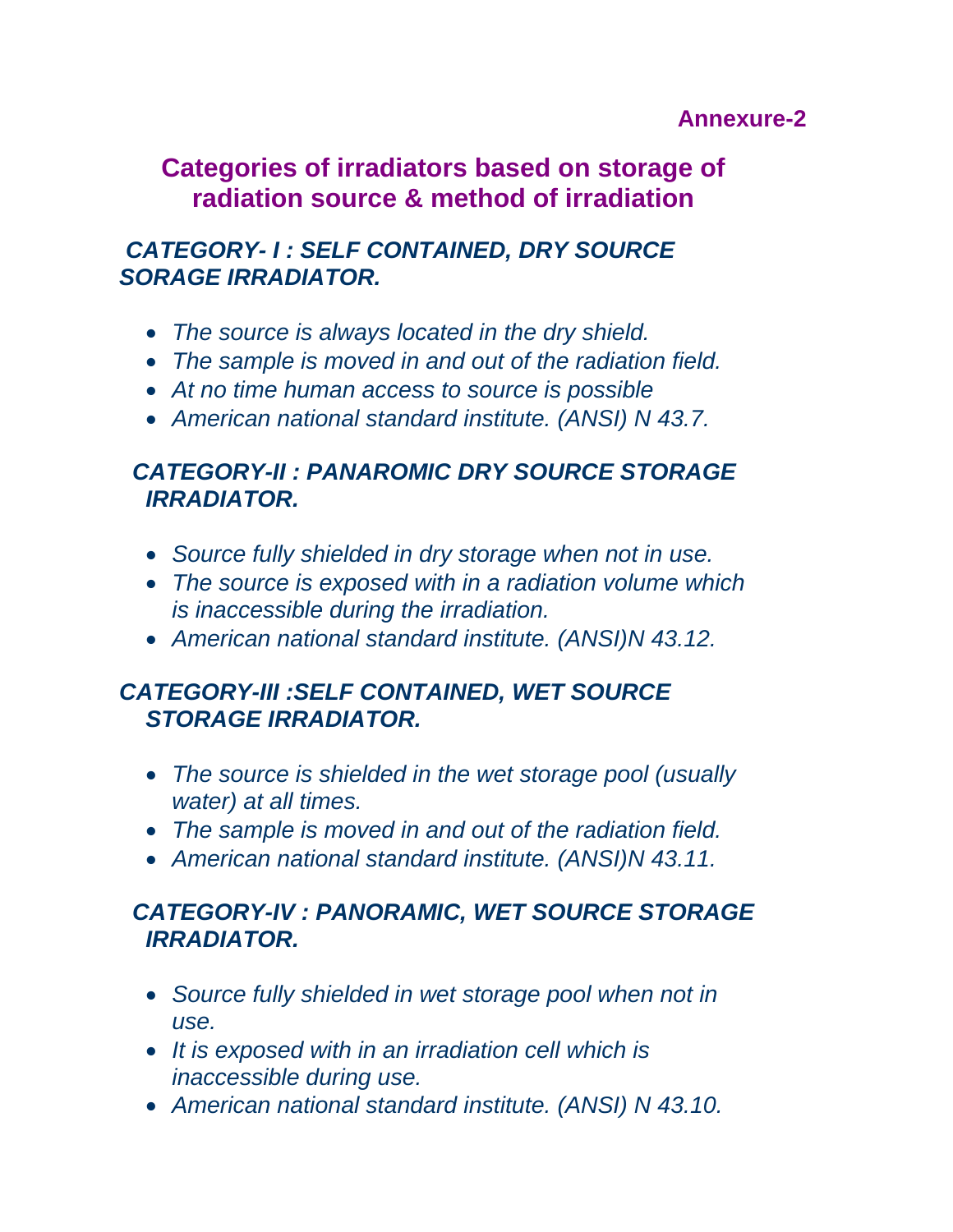**Annexure-2**

# Categories of irradiators based on storage of radiation source & method of irradiation

## *CATEGORY- I : SELF CONTAINED, DRY SOURCE SORAGE IRRADIATOR.*

- *The source is always located in the dry shield.*
- *The sample is moved in and out of the radiation field.*
- *At no time human access to source is possible*
- *American national standard institute. (ANSI) N 43.7.*

## *CATEGORY-II : PANAROMIC DRY SOURCE STORAGE IRRADIATOR.*

- *Source fully shielded in dry storage when not in use.*
- *The source is exposed with in a radiation volume which is inaccessible during the irradiation.*
- *American national standard institute. (ANSI)N 43.12.*

## *CATEGORY-III :SELF CONTAINED, WET SOURCE STORAGE IRRADIATOR.*

- *The source is shielded in the wet storage pool (usually water) at all times.*
- *The sample is moved in and out of the radiation field.*
- *American national standard institute. (ANSI)N 43.11.*

## *CATEGORY-IV : PANORAMIC, WET SOURCE STORAGE IRRADIATOR.*

- *Source fully shielded in wet storage pool when not in use.*
- *It is exposed with in an irradiation cell which is inaccessible during use.*
- *American national standard institute. (ANSI) N 43.10.*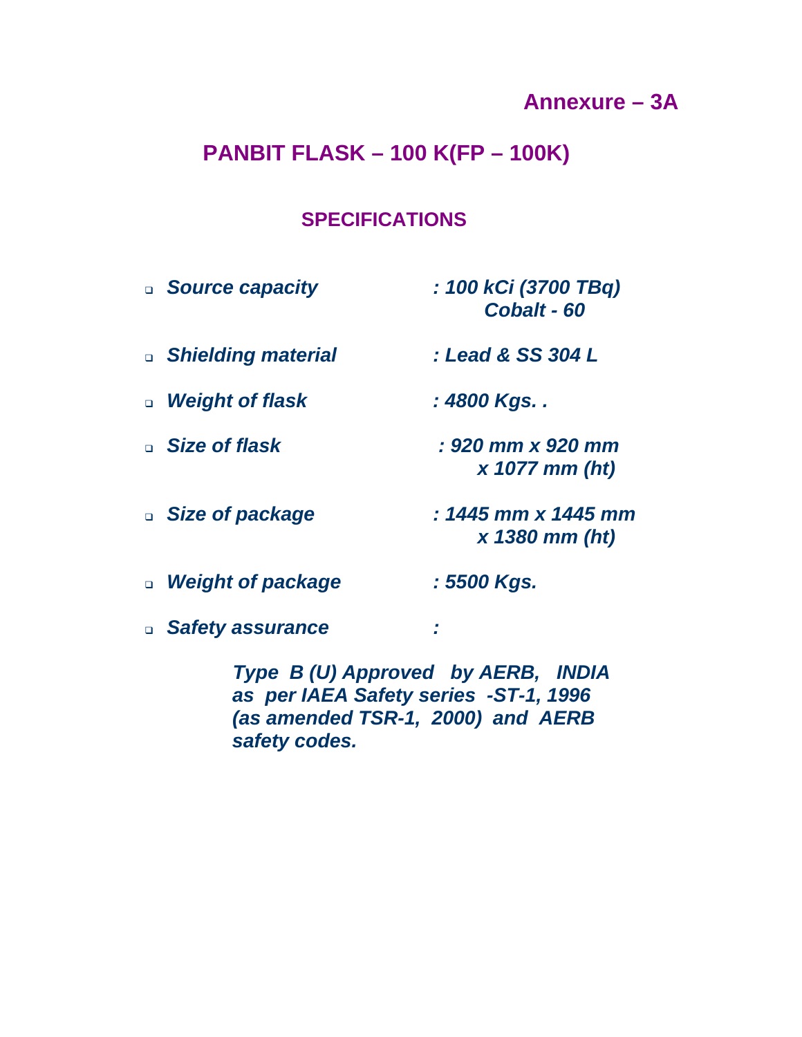**Annexure – 3A**

# PANBIT FLASK – 100 K(FP – 100K)

## SPECIFICATIONS

- ***Source capacity*** *: 100 kCi (3700 TBq) Cobalt - 60*
- ***Shielding material*** *: Lead & SS 304 L*
- ***Weight of flask*** *: 4800 Kgs. .*
- ***Size of flask*** *: 920 mm x 920 mm x 1077 mm (ht)*
- ***Size of package*** *: 1445 mm x 1445 mm x 1380 mm (ht)*
- ***Weight of package*** *: 5500 Kgs.*
- ***Safety assurance*** *:*

***Type B (U) Approved by AERB, INDIA as per IAEA Safety series -ST-1, 1996 (as amended TSR-1, 2000) and AERB safety codes.***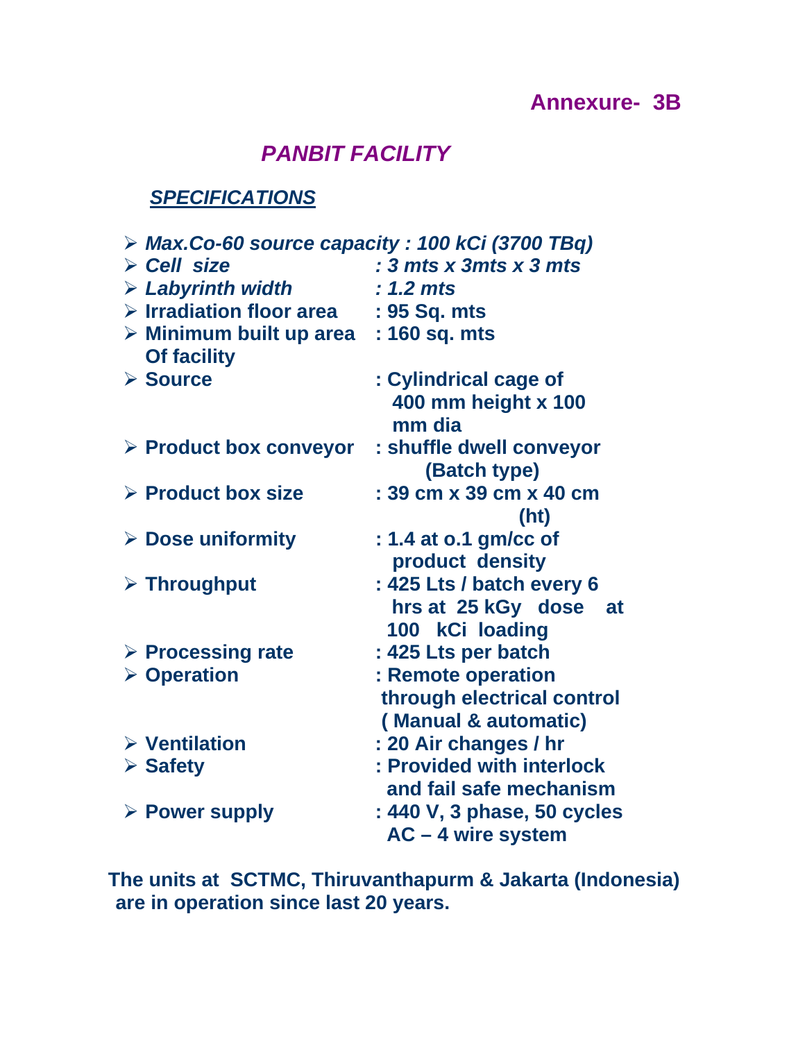**Annexure- 3B**

# *PANBIT FACILITY*

## *SPECIFICATIONS*

- ***Max.Co-60 source capacity : 100 kCi (3700 TBq)***
- ***Cell size : 3 mts x 3mts x 3 mts***
- ***Labyrinth width : 1.2 mts***
- **Irradiation floor area : 95 Sq. mts**
- **Minimum built up area Of facility : 160 sq. mts**
- **Source : Cylindrical cage of 400 mm height x 100 mm dia**
- **Product box conveyor : shuffle dwell conveyor (Batch type)**
- **Product box size : 39 cm x 39 cm x 40 cm (ht)**
- **Dose uniformity : 1.4 at o.1 gm/cc of product density**
- **Throughput : 425 Lts / batch every 6 hrs at 25 kGy dose at 100 kCi loading**
- **Processing rate : 425 Lts per batch**
- **Operation : Remote operation through electrical control ( Manual & automatic)**
- **Ventilation : 20 Air changes / hr**
- **Safety : Provided with interlock and fail safe mechanism**
- **Power supply : 440 V, 3 phase, 50 cycles AC – 4 wire system**

**The units at SCTMC, Thiruvanthapurm & Jakarta (Indonesia) are in operation since last 20 years.**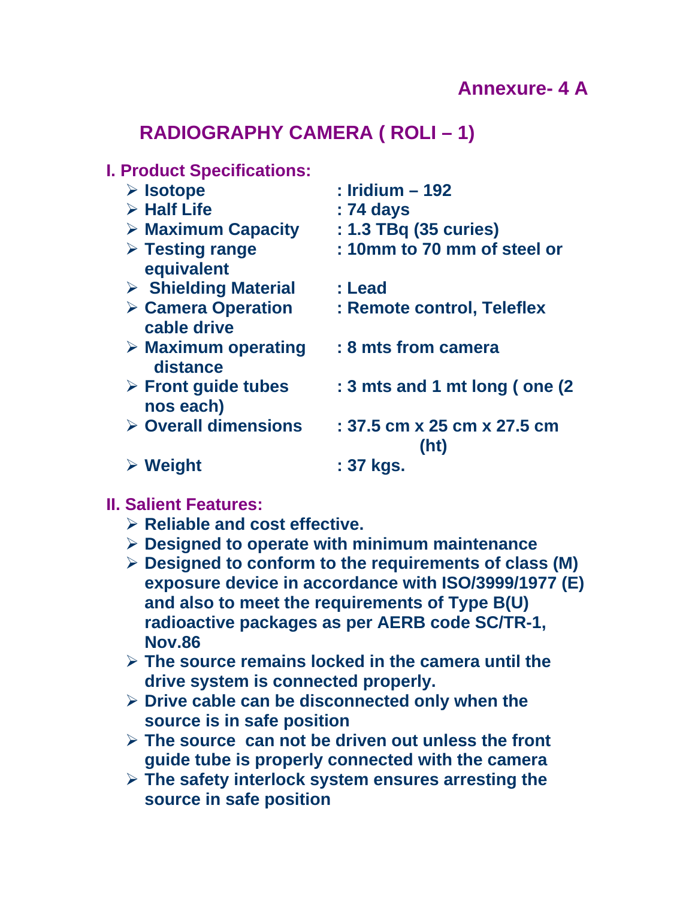Annexure- 4 A

# RADIOGRAPHY CAMERA ( ROLI – 1)

## I. Product Specifications:

- **Isotope** : Iridium – 192
- **Half Life** : 74 days
- **Maximum Capacity** : 1.3 TBq (35 curies)
- **Testing range** : 10mm to 70 mm of steel or equivalent
- **Shielding Material** : Lead
- **Camera Operation** : Remote control, Teleflex cable drive
- **Maximum operating distance** : 8 mts from camera
- **Front guide tubes** : 3 mts and 1 mt long ( one (2 nos each)
- **Overall dimensions** : 37.5 cm x 25 cm x 27.5 cm (ht)
- **Weight** : 37 kgs.

## II. Salient Features:

- Reliable and cost effective.
- Designed to operate with minimum maintenance
- Designed to conform to the requirements of class (M) exposure device in accordance with ISO/3999/1977 (E) and also to meet the requirements of Type B(U) radioactive packages as per AERB code SC/TR-1, Nov.86
- The source remains locked in the camera until the drive system is connected properly.
- Drive cable can be disconnected only when the source is in safe position
- The source can not be driven out unless the front guide tube is properly connected with the camera
- The safety interlock system ensures arresting the source in safe position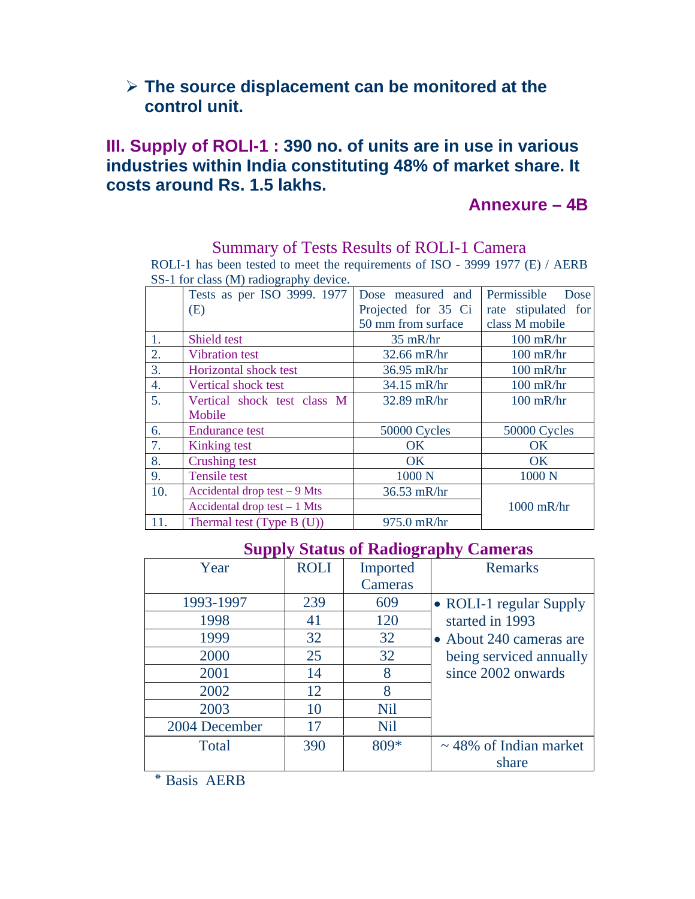- **The source displacement can be monitored at the control unit.**

**III. Supply of ROLI-1 : 390 no. of units are in use in various industries within India constituting 48% of market share. It costs around Rs. 1.5 lakhs.**

**Annexure – 4B**

## Summary of Tests Results of ROLI-1 Camera

ROLI-1 has been tested to meet the requirements of ISO - 3999 1977 (E) / AERB SS-1 for class (M) radiography device.

| | Tests as per ISO 3999. 1977 (E) | Dose measured and Projected for 35 Ci 50 mm from surface | Permissible Dose rate stipulated for class M mobile |
|---|---|---|---|
| 1. | Shield test | 35 mR/hr | 100 mR/hr |
| 2. | Vibration test | 32.66 mR/hr | 100 mR/hr |
| 3. | Horizontal shock test | 36.95 mR/hr | 100 mR/hr |
| 4. | Vertical shock test | 34.15 mR/hr | 100 mR/hr |
| 5. | Vertical shock test class M Mobile | 32.89 mR/hr | 100 mR/hr |
| 6. | Endurance test | 50000 Cycles | 50000 Cycles |
| 7. | Kinking test | OK | OK |
| 8. | Crushing test | OK | OK |
| 9. | Tensile test | 1000 N | 1000 N |
| 10. | Accidental drop test – 9 Mts | 36.53 mR/hr | 1000 mR/hr |
| | Accidental drop test – 1 Mts | | |
| 11. | Thermal test (Type B (U)) | 975.0 mR/hr | |

## Supply Status of Radiography Cameras

| Year | ROLI | Imported Cameras | Remarks |
|---|---|---|---|
| 1993-1997 | 239 | 609 | • ROLI-1 regular Supply started in 1993 • About 240 cameras are being serviced annually since 2002 onwards |
| 1998 | 41 | 120 | |
| 1999 | 32 | 32 | |
| 2000 | 25 | 32 | |
| 2001 | 14 | 8 | |
| 2002 | 12 | 8 | |
| 2003 | 10 | Nil | |
| 2004 December | 17 | Nil | |
| Total | 390 | 809* | ~ 48% of Indian market share |

* Basis AERB